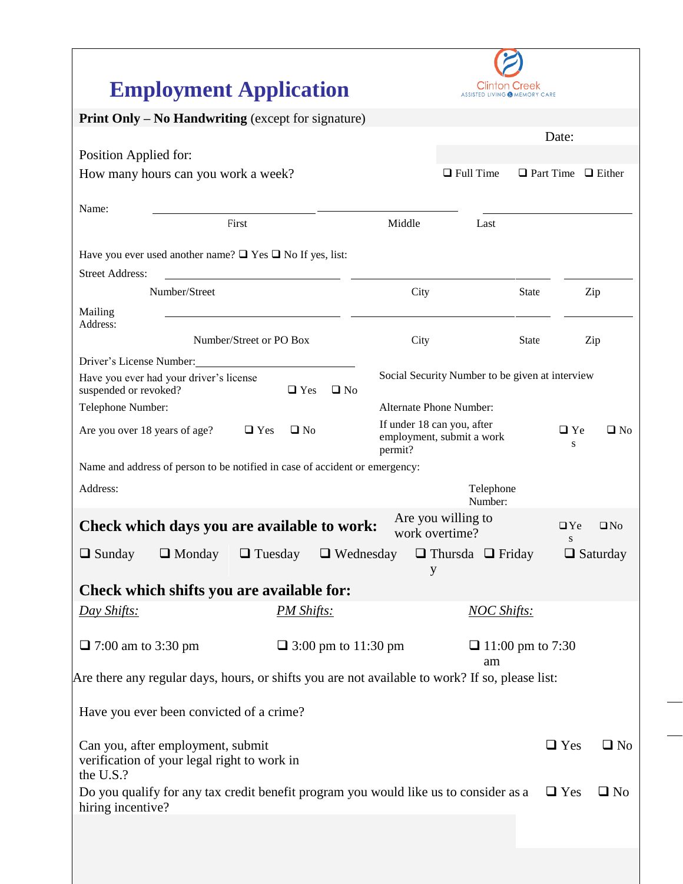# Employment Application

Clinton Creek
ASSISTED LIVING & MEMORY CARE

**Print Only – No Handwriting** (except for signature)

Date:

Position Applied for:

How many hours can you work a week? ❑ Full Time ❑ Part Time ❑ Either

Name: ______________________ ______________________ ______________________
First Middle Last

Have you ever used another name? ❑ Yes ❑ No If yes, list:

Street Address: ______________________ ______________________ ________ ________
Number/Street City State Zip

Mailing Address: ______________________ ______________________ ________ ________
Number/Street or PO Box City State Zip

Driver's License Number:______________________

Have you ever had your driver's license suspended or revoked? ❑ Yes ❑ No

Social Security Number to be given at interview

Telephone Number:

Alternate Phone Number:

Are you over 18 years of age? ❑ Yes ❑ No

If under 18 can you, after employment, submit a work permit? ❑ Yes ❑ No

Name and address of person to be notified in case of accident or emergency:

Address:

Telephone Number:

**Check which days you are available to work:**

Are you willing to work overtime? ❑ Yes ❑ No

❑ Sunday ❑ Monday ❑ Tuesday ❑ Wednesday ❑ Thursday ❑ Friday ❑ Saturday

**Check which shifts you are available for:**

| *Day Shifts:* | *PM Shifts:* | *NOC Shifts:* |
|---|---|---|
| ❑ 7:00 am to 3:30 pm | ❑ 3:00 pm to 11:30 pm | ❑ 11:00 pm to 7:30 am |

Are there any regular days, hours, or shifts you are not available to work? If so, please list:

Have you ever been convicted of a crime?

Can you, after employment, submit verification of your legal right to work in the U.S.? ❑ Yes ❑ No

Do you qualify for any tax credit benefit program you would like us to consider as a hiring incentive? ❑ Yes ❑ No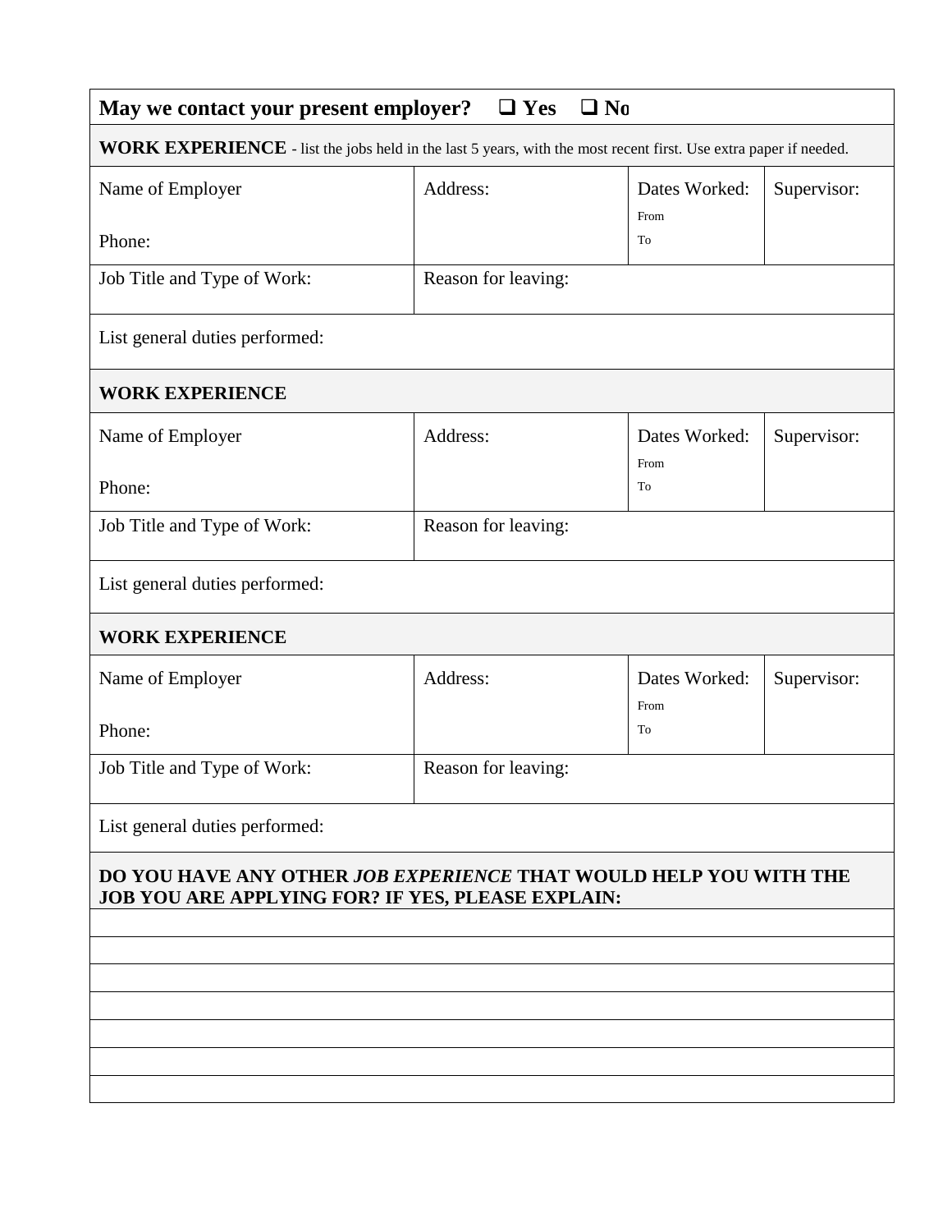**May we contact your present employer?** ❑ **Yes** ❑ **No**

**WORK EXPERIENCE** - list the jobs held in the last 5 years, with the most recent first. Use extra paper if needed.

| Name of Employer<br><br>Phone: | Address: | Dates Worked:<br>From<br>To | Supervisor: |
|---|---|---|---|
| Job Title and Type of Work: | Reason for leaving: | | |
| List general duties performed: | | | |

**WORK EXPERIENCE**

| Name of Employer<br><br>Phone: | Address: | Dates Worked:<br>From<br>To | Supervisor: |
|---|---|---|---|
| Job Title and Type of Work: | Reason for leaving: | | |
| List general duties performed: | | | |

**WORK EXPERIENCE**

| Name of Employer<br><br>Phone: | Address: | Dates Worked:<br>From<br>To | Supervisor: |
|---|---|---|---|
| Job Title and Type of Work: | Reason for leaving: | | |
| List general duties performed: | | | |

**DO YOU HAVE ANY OTHER *JOB EXPERIENCE* THAT WOULD HELP YOU WITH THE JOB YOU ARE APPLYING FOR? IF YES, PLEASE EXPLAIN:**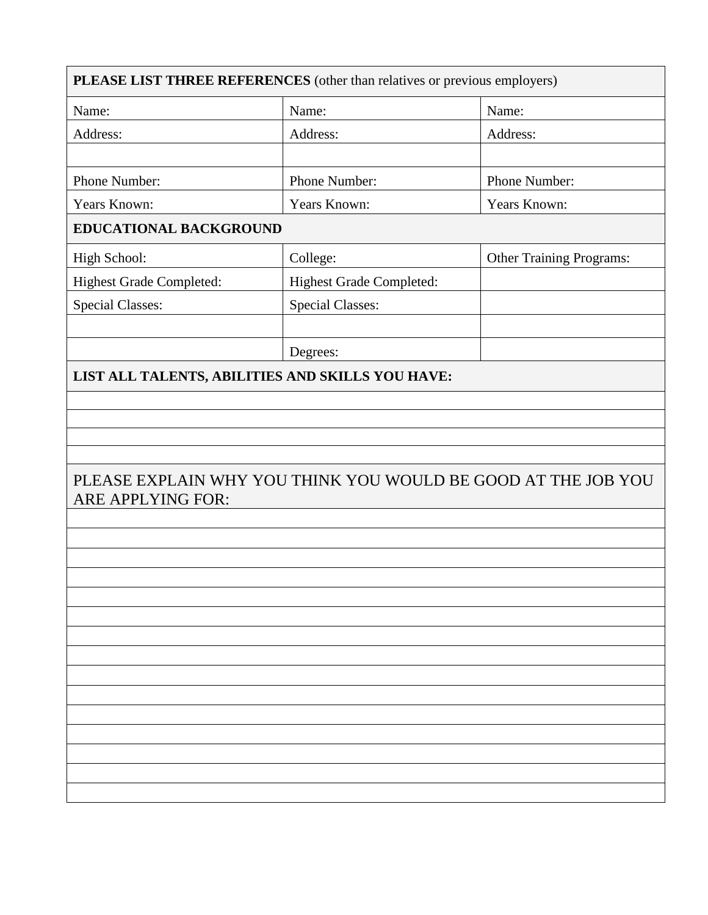| **PLEASE LIST THREE REFERENCES** (other than relatives or previous employers) | | |
|---|---|---|
| Name: | Name: | Name: |
| Address: | Address: | Address: |
| | | |
| Phone Number: | Phone Number: | Phone Number: |
| Years Known: | Years Known: | Years Known: |

| **EDUCATIONAL BACKGROUND** | | |
|---|---|---|
| High School: | College: | Other Training Programs: |
| Highest Grade Completed: | Highest Grade Completed: | |
| Special Classes: | Special Classes: | |
| | | |
| | Degrees: | |

| **LIST ALL TALENTS, ABILITIES AND SKILLS YOU HAVE:** |
|---|
| |
| |
| |
| |

| PLEASE EXPLAIN WHY YOU THINK YOU WOULD BE GOOD AT THE JOB YOU ARE APPLYING FOR: |
|---|
| |
| |
| |
| |
| |
| |
| |
| |
| |
| |
| |
| |
| |
| |
| |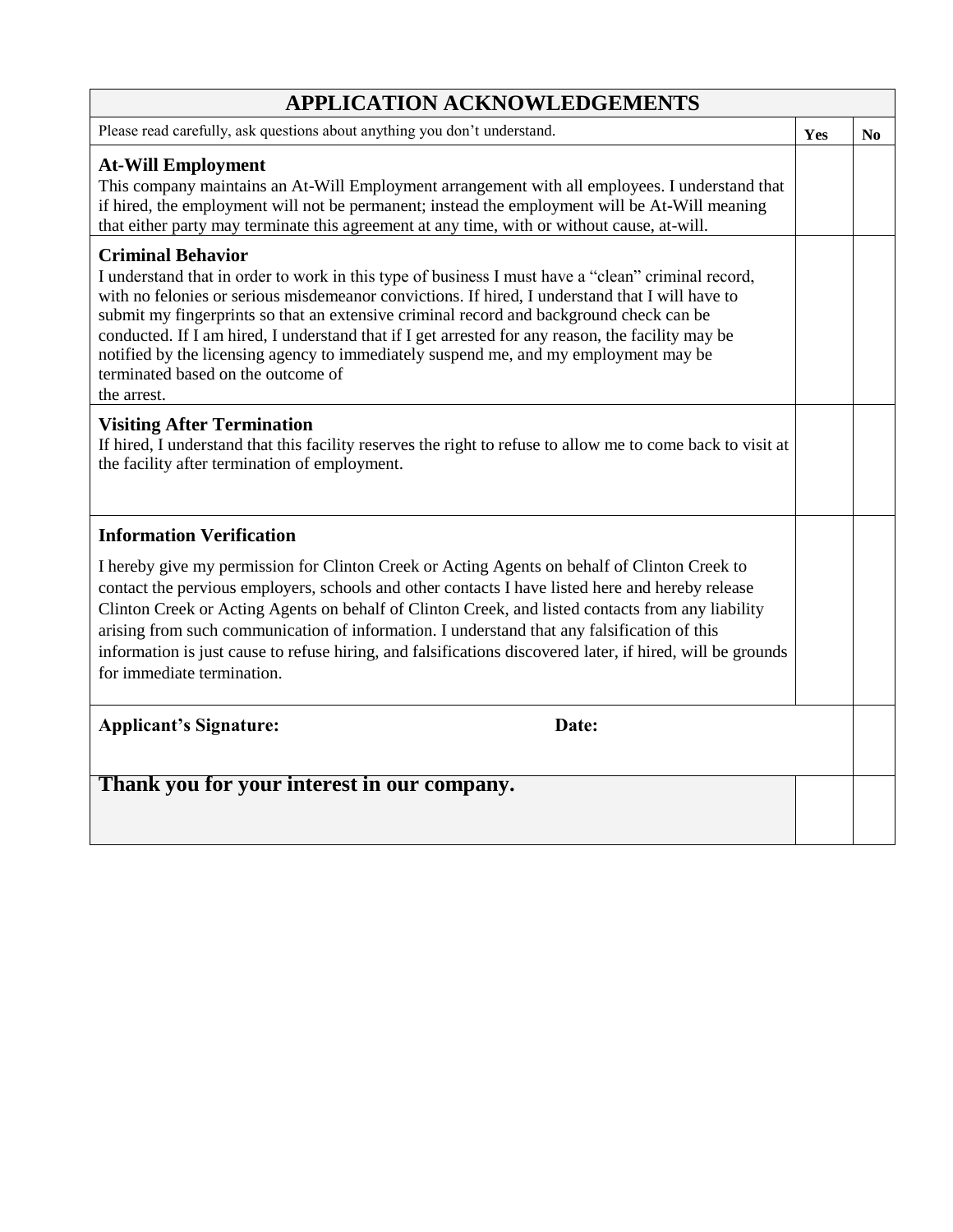| APPLICATION ACKNOWLEDGEMENTS | | |
|---|---|---|
| Please read carefully, ask questions about anything you don't understand. | **Yes** | **No** |
| **At-Will Employment**<br>This company maintains an At-Will Employment arrangement with all employees. I understand that if hired, the employment will not be permanent; instead the employment will be At-Will meaning that either party may terminate this agreement at any time, with or without cause, at-will. | | |
| **Criminal Behavior**<br>I understand that in order to work in this type of business I must have a "clean" criminal record, with no felonies or serious misdemeanor convictions. If hired, I understand that I will have to submit my fingerprints so that an extensive criminal record and background check can be conducted. If I am hired, I understand that if I get arrested for any reason, the facility may be notified by the licensing agency to immediately suspend me, and my employment may be terminated based on the outcome of the arrest. | | |
| **Visiting After Termination**<br>If hired, I understand that this facility reserves the right to refuse to allow me to come back to visit at the facility after termination of employment. | | |
| **Information Verification**<br>I hereby give my permission for Clinton Creek or Acting Agents on behalf of Clinton Creek to contact the pervious employers, schools and other contacts I have listed here and hereby release Clinton Creek or Acting Agents on behalf of Clinton Creek, and listed contacts from any liability arising from such communication of information. I understand that any falsification of this information is just cause to refuse hiring, and falsifications discovered later, if hired, will be grounds for immediate termination. | | |
| **Applicant's Signature:** **Date:** | | |
| **Thank you for your interest in our company.** | | |